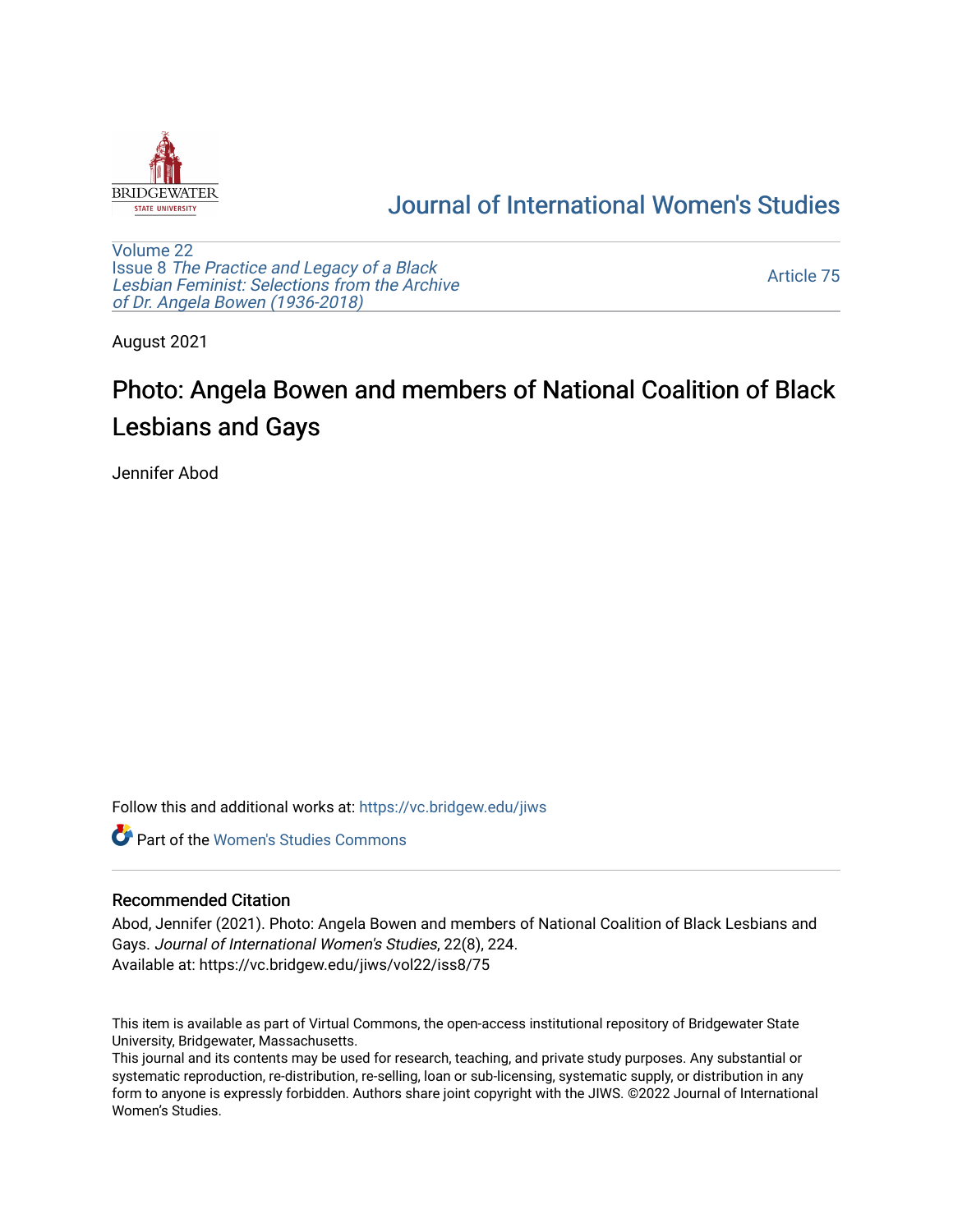Journal of International Women's Studies

Volume 22
Issue 8 *The Practice and Legacy of a Black Lesbian Feminist: Selections from the Archive of Dr. Angela Bowen (1936-2018)*

Article 75

August 2021

# Photo: Angela Bowen and members of National Coalition of Black Lesbians and Gays

Jennifer Abod

Follow this and additional works at: https://vc.bridgew.edu/jiws

Part of the Women's Studies Commons

## Recommended Citation

Abod, Jennifer (2021). Photo: Angela Bowen and members of National Coalition of Black Lesbians and Gays. *Journal of International Women's Studies*, 22(8), 224.
Available at: https://vc.bridgew.edu/jiws/vol22/iss8/75

This item is available as part of Virtual Commons, the open-access institutional repository of Bridgewater State University, Bridgewater, Massachusetts.
This journal and its contents may be used for research, teaching, and private study purposes. Any substantial or systematic reproduction, re-distribution, re-selling, loan or sub-licensing, systematic supply, or distribution in any form to anyone is expressly forbidden. Authors share joint copyright with the JIWS. ©2022 Journal of International Women's Studies.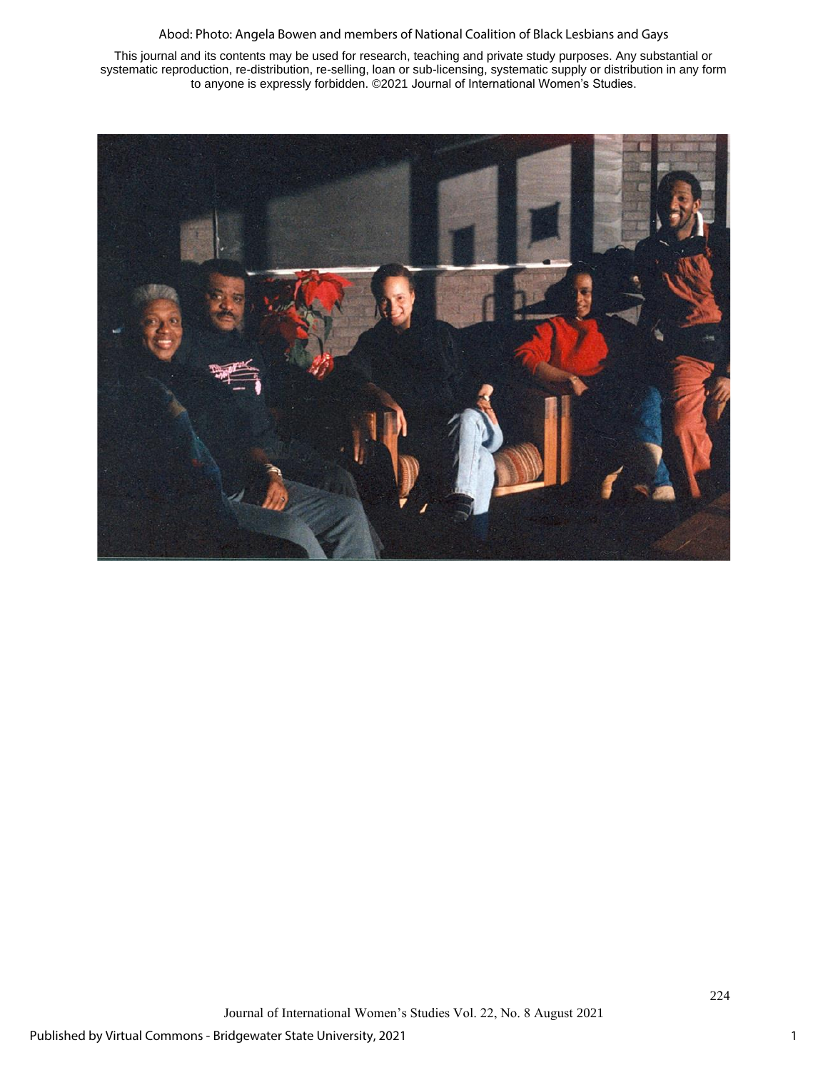Abod: Photo: Angela Bowen and members of National Coalition of Black Lesbians and Gays

This journal and its contents may be used for research, teaching and private study purposes. Any substantial or systematic reproduction, re-distribution, re-selling, loan or sub-licensing, systematic supply or distribution in any form to anyone is expressly forbidden. ©2021 Journal of International Women's Studies.